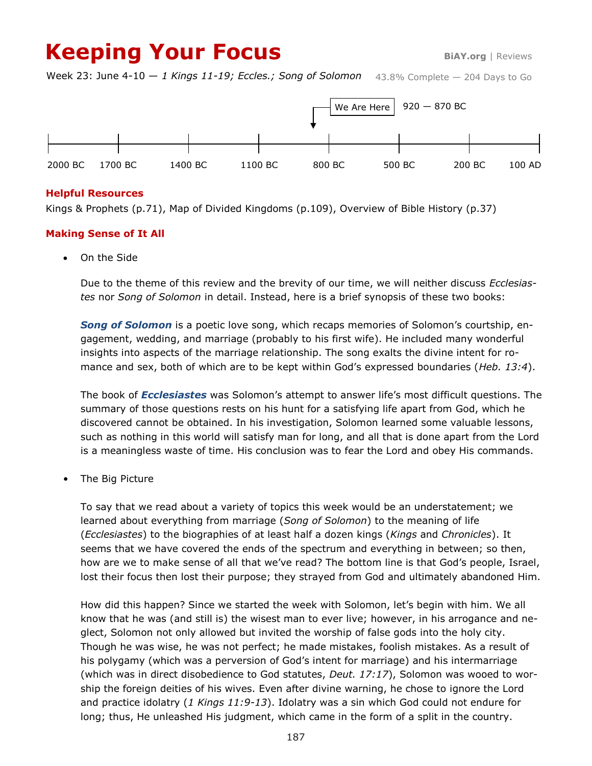# Keeping Your Focus

BiAY.org | Reviews

Week 23: June 4-10 — *1 Kings 11-19; Eccles.; Song of Solomon* 43.8% Complete — 204 Days to Go

We Are Here 920 — 870 BC

2000 BC 1700 BC 1400 BC 1100 BC 800 BC 500 BC 200 BC 100 AD

### Helpful Resources

Kings & Prophets (p.71), Map of Divided Kingdoms (p.109), Overview of Bible History (p.37)

### Making Sense of It All

- On the Side

  Due to the theme of this review and the brevity of our time, we will neither discuss *Ecclesiastes* nor *Song of Solomon* in detail. Instead, here is a brief synopsis of these two books:

  ***Song of Solomon*** is a poetic love song, which recaps memories of Solomon's courtship, engagement, wedding, and marriage (probably to his first wife). He included many wonderful insights into aspects of the marriage relationship. The song exalts the divine intent for romance and sex, both of which are to be kept within God's expressed boundaries (*Heb. 13:4*).

  The book of ***Ecclesiastes*** was Solomon's attempt to answer life's most difficult questions. The summary of those questions rests on his hunt for a satisfying life apart from God, which he discovered cannot be obtained. In his investigation, Solomon learned some valuable lessons, such as nothing in this world will satisfy man for long, and all that is done apart from the Lord is a meaningless waste of time. His conclusion was to fear the Lord and obey His commands.

- The Big Picture

  To say that we read about a variety of topics this week would be an understatement; we learned about everything from marriage (*Song of Solomon*) to the meaning of life (*Ecclesiastes*) to the biographies of at least half a dozen kings (*Kings* and *Chronicles*). It seems that we have covered the ends of the spectrum and everything in between; so then, how are we to make sense of all that we've read? The bottom line is that God's people, Israel, lost their focus then lost their purpose; they strayed from God and ultimately abandoned Him.

  How did this happen? Since we started the week with Solomon, let's begin with him. We all know that he was (and still is) the wisest man to ever live; however, in his arrogance and neglect, Solomon not only allowed but invited the worship of false gods into the holy city. Though he was wise, he was not perfect; he made mistakes, foolish mistakes. As a result of his polygamy (which was a perversion of God's intent for marriage) and his intermarriage (which was in direct disobedience to God statutes, *Deut. 17:17*), Solomon was wooed to worship the foreign deities of his wives. Even after divine warning, he chose to ignore the Lord and practice idolatry (*1 Kings 11:9-13*). Idolatry was a sin which God could not endure for long; thus, He unleashed His judgment, which came in the form of a split in the country.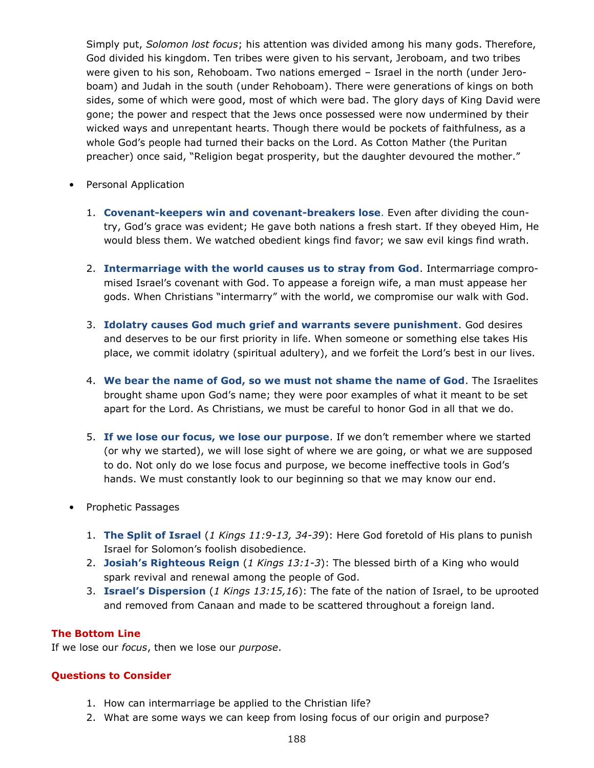Simply put, *Solomon lost focus*; his attention was divided among his many gods. Therefore, God divided his kingdom. Ten tribes were given to his servant, Jeroboam, and two tribes were given to his son, Rehoboam. Two nations emerged – Israel in the north (under Jeroboam) and Judah in the south (under Rehoboam). There were generations of kings on both sides, some of which were good, most of which were bad. The glory days of King David were gone; the power and respect that the Jews once possessed were now undermined by their wicked ways and unrepentant hearts. Though there would be pockets of faithfulness, as a whole God's people had turned their backs on the Lord. As Cotton Mather (the Puritan preacher) once said, "Religion begat prosperity, but the daughter devoured the mother."

- Personal Application

  1. **Covenant-keepers win and covenant-breakers lose**. Even after dividing the country, God's grace was evident; He gave both nations a fresh start. If they obeyed Him, He would bless them. We watched obedient kings find favor; we saw evil kings find wrath.

  2. **Intermarriage with the world causes us to stray from God**. Intermarriage compromised Israel's covenant with God. To appease a foreign wife, a man must appease her gods. When Christians "intermarry" with the world, we compromise our walk with God.

  3. **Idolatry causes God much grief and warrants severe punishment**. God desires and deserves to be our first priority in life. When someone or something else takes His place, we commit idolatry (spiritual adultery), and we forfeit the Lord's best in our lives.

  4. **We bear the name of God, so we must not shame the name of God**. The Israelites brought shame upon God's name; they were poor examples of what it meant to be set apart for the Lord. As Christians, we must be careful to honor God in all that we do.

  5. **If we lose our focus, we lose our purpose**. If we don't remember where we started (or why we started), we will lose sight of where we are going, or what we are supposed to do. Not only do we lose focus and purpose, we become ineffective tools in God's hands. We must constantly look to our beginning so that we may know our end.

- Prophetic Passages

  1. **The Split of Israel** (*1 Kings 11:9-13, 34-39*): Here God foretold of His plans to punish Israel for Solomon's foolish disobedience.
  2. **Josiah's Righteous Reign** (*1 Kings 13:1-3*): The blessed birth of a King who would spark revival and renewal among the people of God.
  3. **Israel's Dispersion** (*1 Kings 13:15,16*): The fate of the nation of Israel, to be uprooted and removed from Canaan and made to be scattered throughout a foreign land.

### The Bottom Line

If we lose our *focus*, then we lose our *purpose*.

### Questions to Consider

1. How can intermarriage be applied to the Christian life?
2. What are some ways we can keep from losing focus of our origin and purpose?